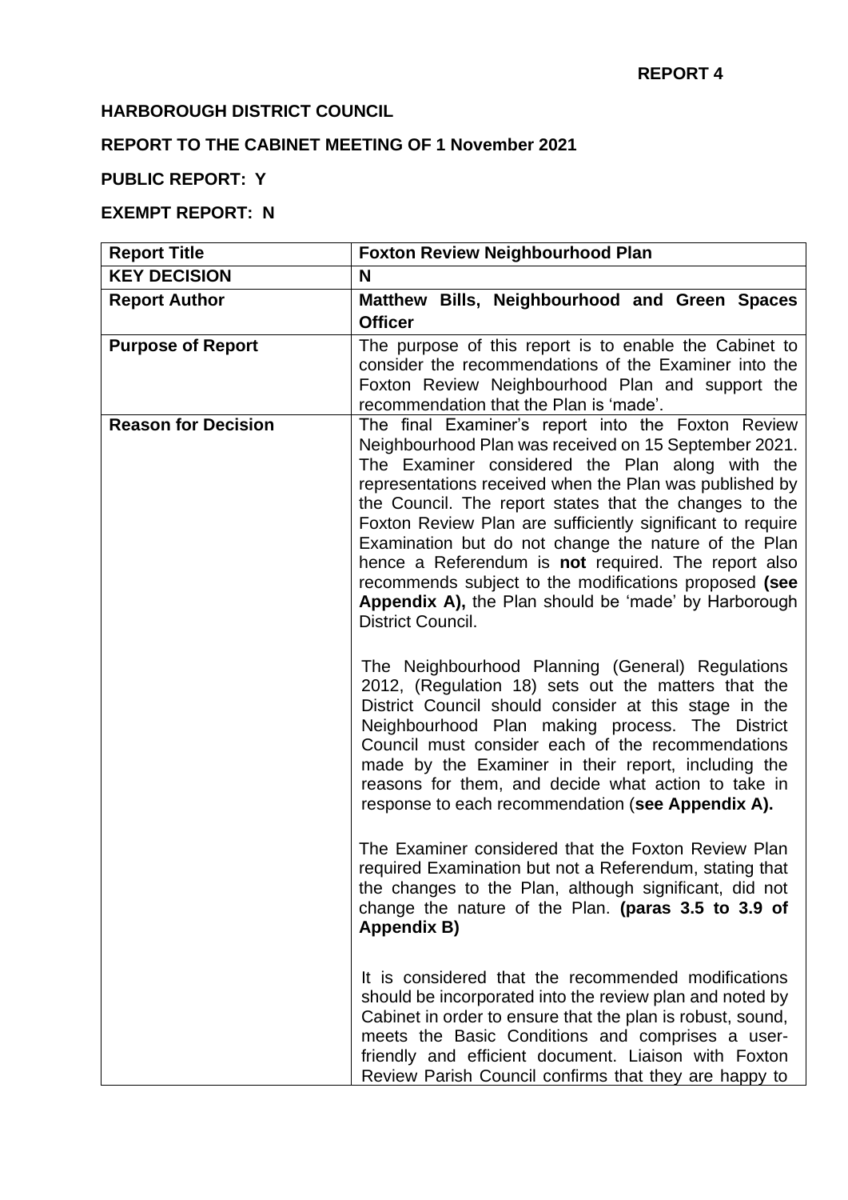**REPORT 4**

**HARBOROUGH DISTRICT COUNCIL**

**REPORT TO THE CABINET MEETING OF 1 November 2021**

**PUBLIC REPORT: Y**

**EXEMPT REPORT: N**

| **Report Title** | **Foxton Review Neighbourhood Plan** |
|---|---|
| **KEY DECISION** | **N** |
| **Report Author** | **Matthew Bills, Neighbourhood and Green Spaces Officer** |
| **Purpose of Report** | The purpose of this report is to enable the Cabinet to consider the recommendations of the Examiner into the Foxton Review Neighbourhood Plan and support the recommendation that the Plan is 'made'. |
| **Reason for Decision** | The final Examiner's report into the Foxton Review Neighbourhood Plan was received on 15 September 2021. The Examiner considered the Plan along with the representations received when the Plan was published by the Council. The report states that the changes to the Foxton Review Plan are sufficiently significant to require Examination but do not change the nature of the Plan hence a Referendum is **not** required. The report also recommends subject to the modifications proposed **(see Appendix A),** the Plan should be 'made' by Harborough District Council.<br><br>The Neighbourhood Planning (General) Regulations 2012, (Regulation 18) sets out the matters that the District Council should consider at this stage in the Neighbourhood Plan making process. The District Council must consider each of the recommendations made by the Examiner in their report, including the reasons for them, and decide what action to take in response to each recommendation (**see Appendix A).**<br><br>The Examiner considered that the Foxton Review Plan required Examination but not a Referendum, stating that the changes to the Plan, although significant, did not change the nature of the Plan. **(paras 3.5 to 3.9 of Appendix B)**<br><br>It is considered that the recommended modifications should be incorporated into the review plan and noted by Cabinet in order to ensure that the plan is robust, sound, meets the Basic Conditions and comprises a user-friendly and efficient document. Liaison with Foxton Review Parish Council confirms that they are happy to |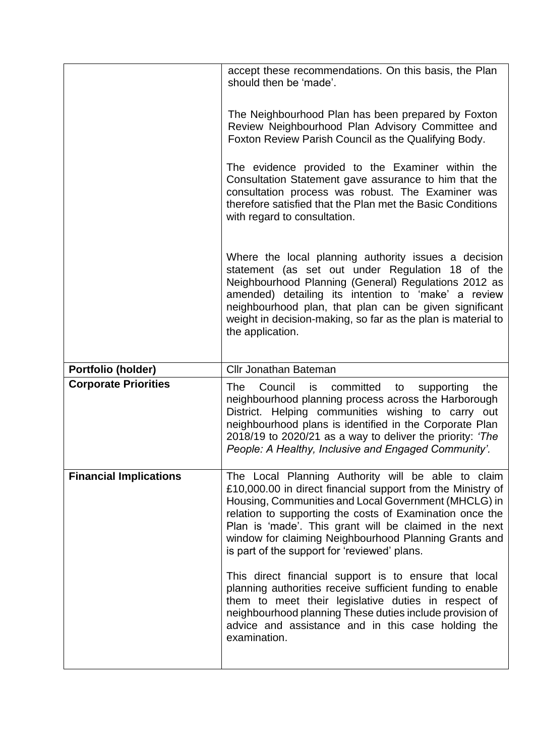|  |  |
|---|---|
|  | accept these recommendations. On this basis, the Plan should then be 'made'.<br><br>The Neighbourhood Plan has been prepared by Foxton Review Neighbourhood Plan Advisory Committee and Foxton Review Parish Council as the Qualifying Body.<br><br>The evidence provided to the Examiner within the Consultation Statement gave assurance to him that the consultation process was robust. The Examiner was therefore satisfied that the Plan met the Basic Conditions with regard to consultation.<br><br>Where the local planning authority issues a decision statement (as set out under Regulation 18 of the Neighbourhood Planning (General) Regulations 2012 as amended) detailing its intention to 'make' a review neighbourhood plan, that plan can be given significant weight in decision-making, so far as the plan is material to the application. |
| **Portfolio (holder)** | Cllr Jonathan Bateman |
| **Corporate Priorities** | The Council is committed to supporting the neighbourhood planning process across the Harborough District. Helping communities wishing to carry out neighbourhood plans is identified in the Corporate Plan 2018/19 to 2020/21 as a way to deliver the priority: *'The People: A Healthy, Inclusive and Engaged Community'.* |
| **Financial Implications** | The Local Planning Authority will be able to claim £10,000.00 in direct financial support from the Ministry of Housing, Communities and Local Government (MHCLG) in relation to supporting the costs of Examination once the Plan is 'made'. This grant will be claimed in the next window for claiming Neighbourhood Planning Grants and is part of the support for 'reviewed' plans.<br><br>This direct financial support is to ensure that local planning authorities receive sufficient funding to enable them to meet their legislative duties in respect of neighbourhood planning These duties include provision of advice and assistance and in this case holding the examination. |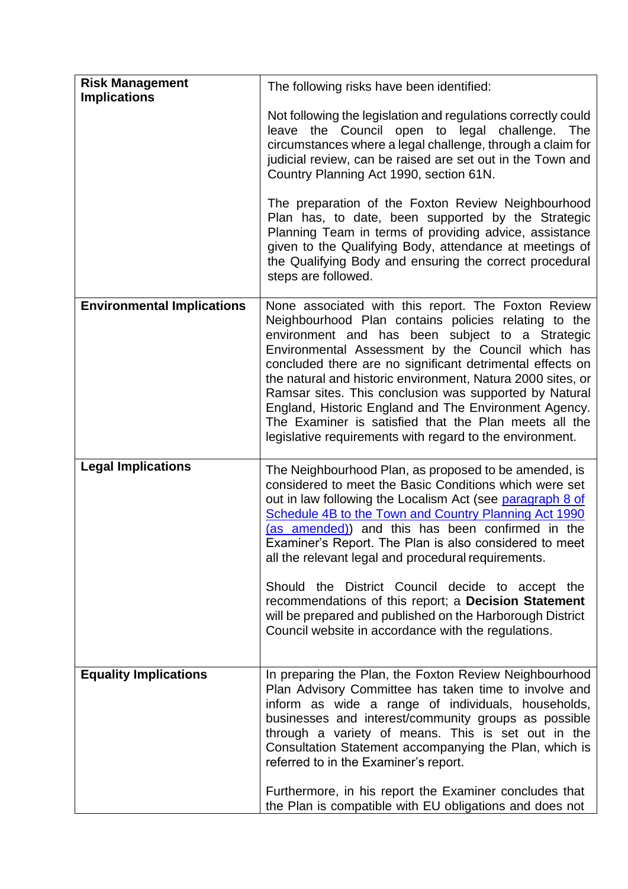| **Risk Management Implications** | The following risks have been identified:<br><br>Not following the legislation and regulations correctly could leave the Council open to legal challenge. The circumstances where a legal challenge, through a claim for judicial review, can be raised are set out in the Town and Country Planning Act 1990, section 61N.<br><br>The preparation of the Foxton Review Neighbourhood Plan has, to date, been supported by the Strategic Planning Team in terms of providing advice, assistance given to the Qualifying Body, attendance at meetings of the Qualifying Body and ensuring the correct procedural steps are followed. |
|---|---|
| **Environmental Implications** | None associated with this report. The Foxton Review Neighbourhood Plan contains policies relating to the environment and has been subject to a Strategic Environmental Assessment by the Council which has concluded there are no significant detrimental effects on the natural and historic environment, Natura 2000 sites, or Ramsar sites. This conclusion was supported by Natural England, Historic England and The Environment Agency. The Examiner is satisfied that the Plan meets all the legislative requirements with regard to the environment. |
| **Legal Implications** | The Neighbourhood Plan, as proposed to be amended, is considered to meet the Basic Conditions which were set out in law following the Localism Act (see paragraph 8 of Schedule 4B to the Town and Country Planning Act 1990 (as amended)) and this has been confirmed in the Examiner's Report. The Plan is also considered to meet all the relevant legal and procedural requirements.<br><br>Should the District Council decide to accept the recommendations of this report; a **Decision Statement** will be prepared and published on the Harborough District Council website in accordance with the regulations. |
| **Equality Implications** | In preparing the Plan, the Foxton Review Neighbourhood Plan Advisory Committee has taken time to involve and inform as wide a range of individuals, households, businesses and interest/community groups as possible through a variety of means. This is set out in the Consultation Statement accompanying the Plan, which is referred to in the Examiner's report.<br><br>Furthermore, in his report the Examiner concludes that the Plan is compatible with EU obligations and does not |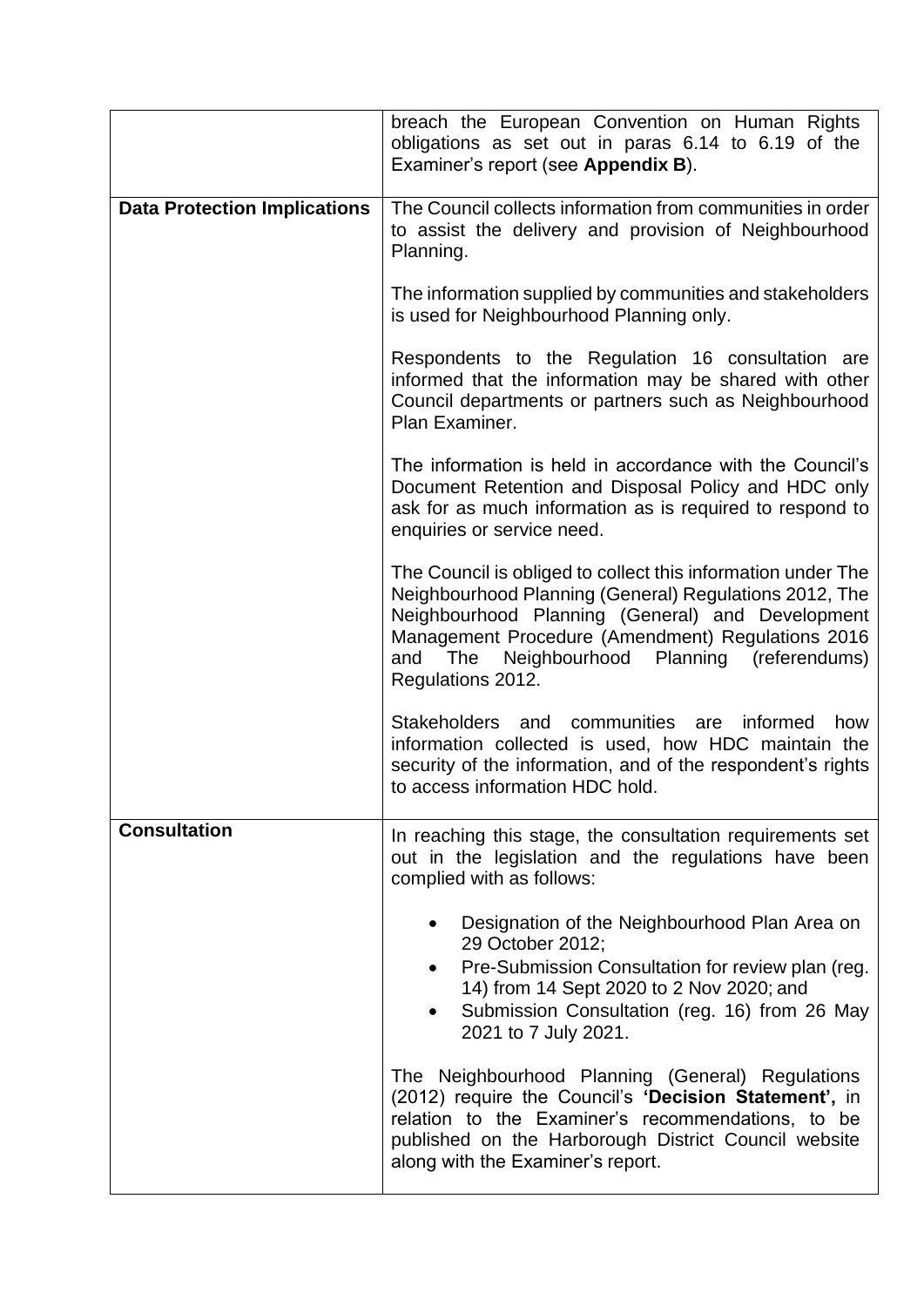| | |
|---|---|
| | breach the European Convention on Human Rights obligations as set out in paras 6.14 to 6.19 of the Examiner's report (see **Appendix B**). |
| **Data Protection Implications** | The Council collects information from communities in order to assist the delivery and provision of Neighbourhood Planning.<br><br>The information supplied by communities and stakeholders is used for Neighbourhood Planning only.<br><br>Respondents to the Regulation 16 consultation are informed that the information may be shared with other Council departments or partners such as Neighbourhood Plan Examiner.<br><br>The information is held in accordance with the Council's Document Retention and Disposal Policy and HDC only ask for as much information as is required to respond to enquiries or service need.<br><br>The Council is obliged to collect this information under The Neighbourhood Planning (General) Regulations 2012, The Neighbourhood Planning (General) and Development Management Procedure (Amendment) Regulations 2016 and The Neighbourhood Planning (referendums) Regulations 2012.<br><br>Stakeholders and communities are informed how information collected is used, how HDC maintain the security of the information, and of the respondent's rights to access information HDC hold. |
| **Consultation** | In reaching this stage, the consultation requirements set out in the legislation and the regulations have been complied with as follows:<br><br>• Designation of the Neighbourhood Plan Area on 29 October 2012;<br>• Pre-Submission Consultation for review plan (reg. 14) from 14 Sept 2020 to 2 Nov 2020; and<br>• Submission Consultation (reg. 16) from 26 May 2021 to 7 July 2021.<br><br>The Neighbourhood Planning (General) Regulations (2012) require the Council's **'Decision Statement',** in relation to the Examiner's recommendations, to be published on the Harborough District Council website along with the Examiner's report. |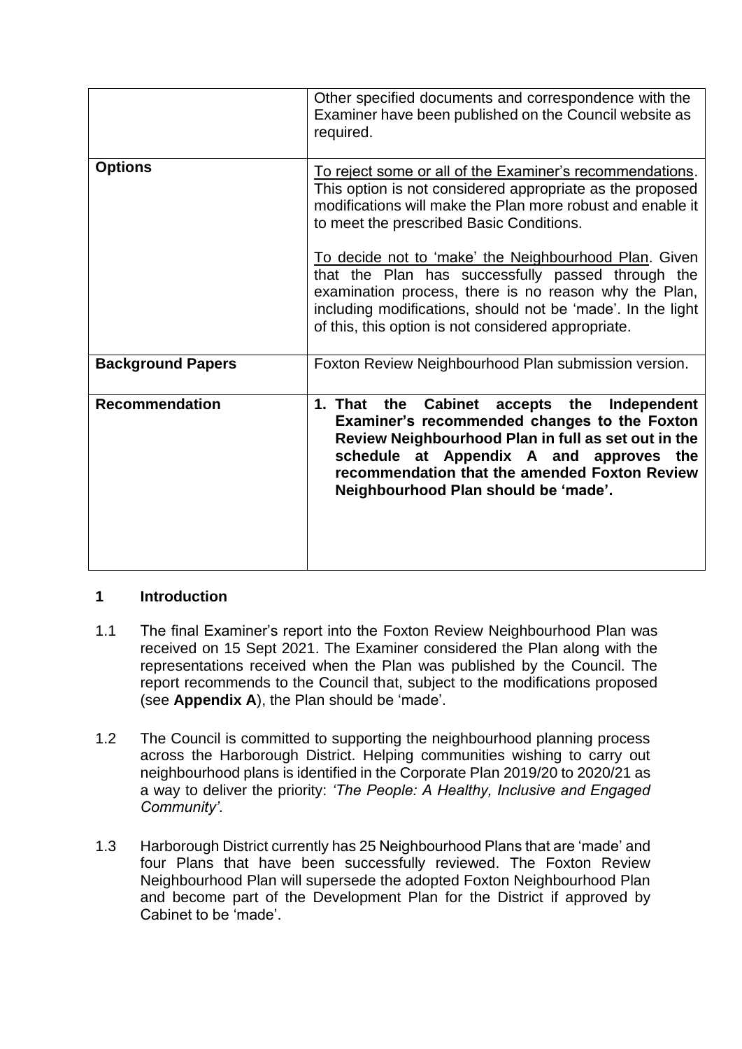|  |  |
|---|---|
|  | Other specified documents and correspondence with the Examiner have been published on the Council website as required. |
| **Options** | To reject some or all of the Examiner's recommendations. This option is not considered appropriate as the proposed modifications will make the Plan more robust and enable it to meet the prescribed Basic Conditions.<br><br>To decide not to 'make' the Neighbourhood Plan. Given that the Plan has successfully passed through the examination process, there is no reason why the Plan, including modifications, should not be 'made'. In the light of this, this option is not considered appropriate. |
| **Background Papers** | Foxton Review Neighbourhood Plan submission version. |
| **Recommendation** | **1. That the Cabinet accepts the Independent Examiner's recommended changes to the Foxton Review Neighbourhood Plan in full as set out in the schedule at Appendix A and approves the recommendation that the amended Foxton Review Neighbourhood Plan should be 'made'.** |

## 1 Introduction

1.1 The final Examiner's report into the Foxton Review Neighbourhood Plan was received on 15 Sept 2021. The Examiner considered the Plan along with the representations received when the Plan was published by the Council. The report recommends to the Council that, subject to the modifications proposed (see **Appendix A**), the Plan should be 'made'.

1.2 The Council is committed to supporting the neighbourhood planning process across the Harborough District. Helping communities wishing to carry out neighbourhood plans is identified in the Corporate Plan 2019/20 to 2020/21 as a way to deliver the priority: *'The People: A Healthy, Inclusive and Engaged Community'.*

1.3 Harborough District currently has 25 Neighbourhood Plans that are 'made' and four Plans that have been successfully reviewed. The Foxton Review Neighbourhood Plan will supersede the adopted Foxton Neighbourhood Plan and become part of the Development Plan for the District if approved by Cabinet to be 'made'.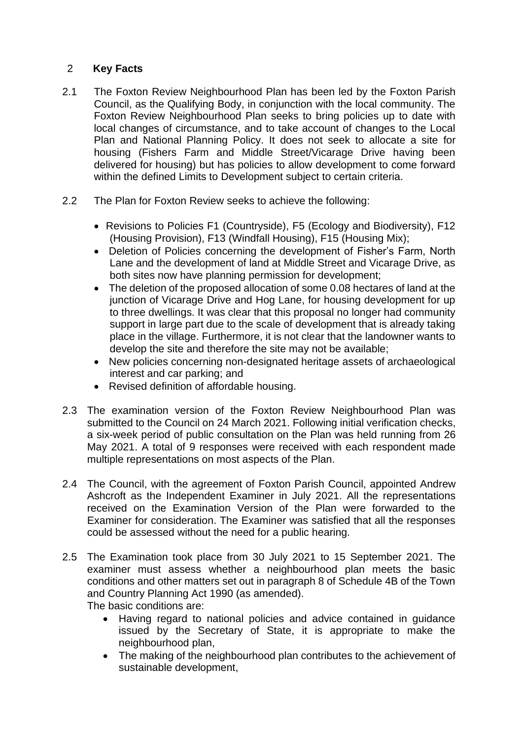## 2 **Key Facts**

2.1 The Foxton Review Neighbourhood Plan has been led by the Foxton Parish Council, as the Qualifying Body, in conjunction with the local community. The Foxton Review Neighbourhood Plan seeks to bring policies up to date with local changes of circumstance, and to take account of changes to the Local Plan and National Planning Policy. It does not seek to allocate a site for housing (Fishers Farm and Middle Street/Vicarage Drive having been delivered for housing) but has policies to allow development to come forward within the defined Limits to Development subject to certain criteria.

2.2 The Plan for Foxton Review seeks to achieve the following:

- Revisions to Policies F1 (Countryside), F5 (Ecology and Biodiversity), F12 (Housing Provision), F13 (Windfall Housing), F15 (Housing Mix);
- Deletion of Policies concerning the development of Fisher's Farm, North Lane and the development of land at Middle Street and Vicarage Drive, as both sites now have planning permission for development;
- The deletion of the proposed allocation of some 0.08 hectares of land at the junction of Vicarage Drive and Hog Lane, for housing development for up to three dwellings. It was clear that this proposal no longer had community support in large part due to the scale of development that is already taking place in the village. Furthermore, it is not clear that the landowner wants to develop the site and therefore the site may not be available;
- New policies concerning non-designated heritage assets of archaeological interest and car parking; and
- Revised definition of affordable housing.

2.3 The examination version of the Foxton Review Neighbourhood Plan was submitted to the Council on 24 March 2021. Following initial verification checks, a six-week period of public consultation on the Plan was held running from 26 May 2021. A total of 9 responses were received with each respondent made multiple representations on most aspects of the Plan.

2.4 The Council, with the agreement of Foxton Parish Council, appointed Andrew Ashcroft as the Independent Examiner in July 2021. All the representations received on the Examination Version of the Plan were forwarded to the Examiner for consideration. The Examiner was satisfied that all the responses could be assessed without the need for a public hearing.

2.5 The Examination took place from 30 July 2021 to 15 September 2021. The examiner must assess whether a neighbourhood plan meets the basic conditions and other matters set out in paragraph 8 of Schedule 4B of the Town and Country Planning Act 1990 (as amended).
The basic conditions are:

- Having regard to national policies and advice contained in guidance issued by the Secretary of State, it is appropriate to make the neighbourhood plan,
- The making of the neighbourhood plan contributes to the achievement of sustainable development,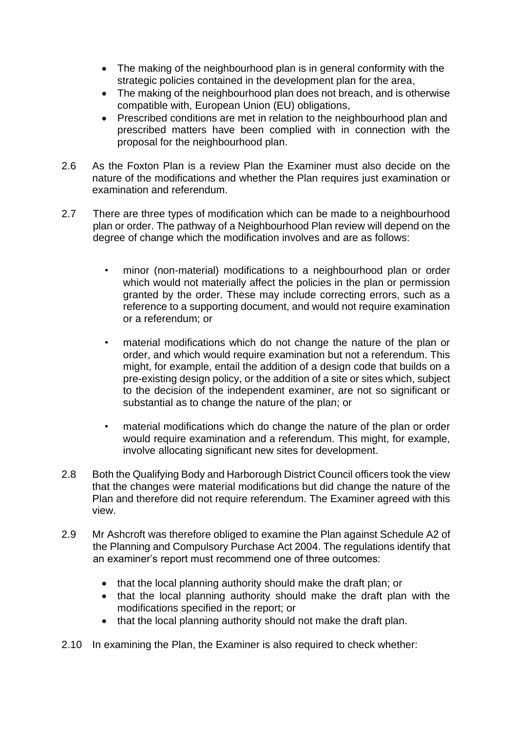- The making of the neighbourhood plan is in general conformity with the strategic policies contained in the development plan for the area,
- The making of the neighbourhood plan does not breach, and is otherwise compatible with, European Union (EU) obligations,
- Prescribed conditions are met in relation to the neighbourhood plan and prescribed matters have been complied with in connection with the proposal for the neighbourhood plan.

2.6 As the Foxton Plan is a review Plan the Examiner must also decide on the nature of the modifications and whether the Plan requires just examination or examination and referendum.

2.7 There are three types of modification which can be made to a neighbourhood plan or order. The pathway of a Neighbourhood Plan review will depend on the degree of change which the modification involves and are as follows:

- minor (non-material) modifications to a neighbourhood plan or order which would not materially affect the policies in the plan or permission granted by the order. These may include correcting errors, such as a reference to a supporting document, and would not require examination or a referendum; or
- material modifications which do not change the nature of the plan or order, and which would require examination but not a referendum. This might, for example, entail the addition of a design code that builds on a pre-existing design policy, or the addition of a site or sites which, subject to the decision of the independent examiner, are not so significant or substantial as to change the nature of the plan; or
- material modifications which do change the nature of the plan or order would require examination and a referendum. This might, for example, involve allocating significant new sites for development.

2.8 Both the Qualifying Body and Harborough District Council officers took the view that the changes were material modifications but did change the nature of the Plan and therefore did not require referendum. The Examiner agreed with this view.

2.9 Mr Ashcroft was therefore obliged to examine the Plan against Schedule A2 of the Planning and Compulsory Purchase Act 2004. The regulations identify that an examiner's report must recommend one of three outcomes:

- that the local planning authority should make the draft plan; or
- that the local planning authority should make the draft plan with the modifications specified in the report; or
- that the local planning authority should not make the draft plan.

2.10 In examining the Plan, the Examiner is also required to check whether: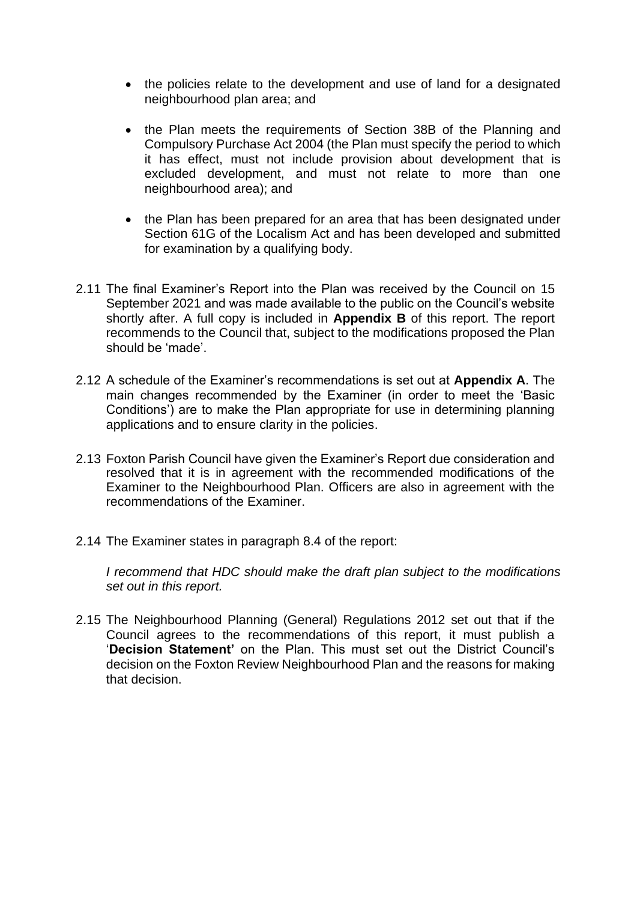- the policies relate to the development and use of land for a designated neighbourhood plan area; and

- the Plan meets the requirements of Section 38B of the Planning and Compulsory Purchase Act 2004 (the Plan must specify the period to which it has effect, must not include provision about development that is excluded development, and must not relate to more than one neighbourhood area); and

- the Plan has been prepared for an area that has been designated under Section 61G of the Localism Act and has been developed and submitted for examination by a qualifying body.

2.11 The final Examiner's Report into the Plan was received by the Council on 15 September 2021 and was made available to the public on the Council's website shortly after. A full copy is included in **Appendix B** of this report. The report recommends to the Council that, subject to the modifications proposed the Plan should be 'made'.

2.12 A schedule of the Examiner's recommendations is set out at **Appendix A**. The main changes recommended by the Examiner (in order to meet the 'Basic Conditions') are to make the Plan appropriate for use in determining planning applications and to ensure clarity in the policies.

2.13 Foxton Parish Council have given the Examiner's Report due consideration and resolved that it is in agreement with the recommended modifications of the Examiner to the Neighbourhood Plan. Officers are also in agreement with the recommendations of the Examiner.

2.14 The Examiner states in paragraph 8.4 of the report:

*I recommend that HDC should make the draft plan subject to the modifications set out in this report.*

2.15 The Neighbourhood Planning (General) Regulations 2012 set out that if the Council agrees to the recommendations of this report, it must publish a '**Decision Statement'** on the Plan. This must set out the District Council's decision on the Foxton Review Neighbourhood Plan and the reasons for making that decision.